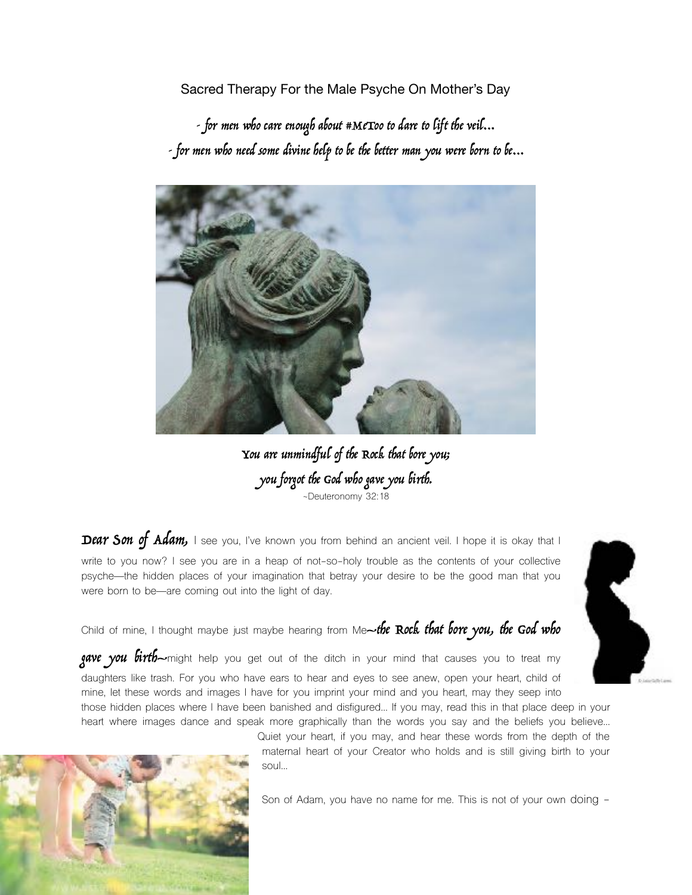# Sacred Therapy For the Male Psyche On Mother's Day

*- for men who care enough about #MeToo to dare to lift the veil...*
*- for men who need some divine help to be the better man you were born to be...*

*You are unmindful of the Rock that bore you;*
*you forgot the God who gave you birth.*
~Deuteronomy 32:18

***Dear Son of Adam,*** I see you, I've known you from behind an ancient veil. I hope it is okay that I write to you now? I see you are in a heap of not-so-holy trouble as the contents of your collective psyche—the hidden places of your imagination that betray your desire to be the good man that you were born to be—are coming out into the light of day.

Child of mine, I thought maybe just maybe hearing from Me*~the Rock that bore you, the God who gave you birth~*might help you get out of the ditch in your mind that causes you to treat my daughters like trash. For you who have ears to hear and eyes to see anew, open your heart, child of mine, let these words and images I have for you imprint your mind and you heart, may they seep into those hidden places where I have been banished and disfigured... If you may, read this in that place deep in your heart where images dance and speak more graphically than the words you say and the beliefs you believe... Quiet your heart, if you may, and hear these words from the depth of the maternal heart of your Creator who holds and is still giving birth to your soul...

Son of Adam, you have no name for me. This is not of your own doing -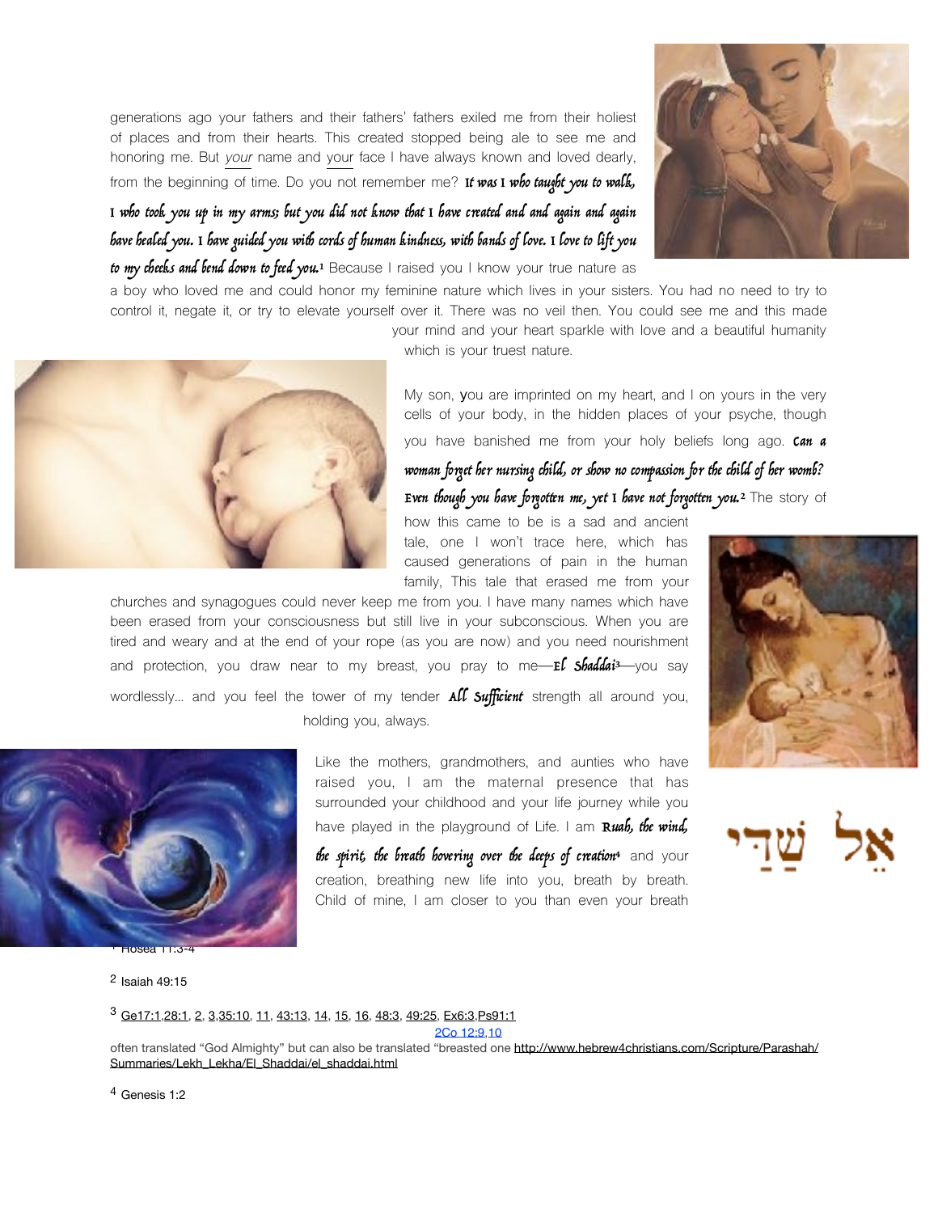generations ago your fathers and their fathers' fathers exiled me from their holiest of places and from their hearts. This created stopped being ale to see me and honoring me. But *your* name and your face I have always known and loved dearly, from the beginning of time. Do you not remember me? ***It was I who taught you to walk, I who took you up in my arms; but you did not know that I have created and and again and again have healed you. I have guided you with cords of human kindness, with bands of love. I love to lift you to my cheeks and bend down to feed you.***[1] Because I raised you I know your true nature as a boy who loved me and could honor my feminine nature which lives in your sisters. You had no need to try to control it, negate it, or try to elevate yourself over it. There was no veil then. You could see me and this made your mind and your heart sparkle with love and a beautiful humanity which is your truest nature.

My son, you are imprinted on my heart, and I on yours in the very cells of your body, in the hidden places of your psyche, though you have banished me from your holy beliefs long ago. ***Can a woman forget her nursing child, or show no compassion for the child of her womb? Even though you have forgotten me, yet I have not forgotten you.***[2] The story of how this came to be is a sad and ancient tale, one I won't trace here, which has caused generations of pain in the human family, This tale that erased me from your churches and synagogues could never keep me from you. I have many names which have been erased from your consciousness but still live in your subconscious. When you are tired and weary and at the end of your rope (as you are now) and you need nourishment and protection, you draw near to my breast, you pray to me—***El Shaddai***[3]—you say wordlessly... and you feel the tower of my tender ***All Sufficient*** strength all around you, holding you, always.

אֵל שַׁדַּי

Like the mothers, grandmothers, and aunties who have raised you, I am the maternal presence that has surrounded your childhood and your life journey while you have played in the playground of Life. I am ***Ruah, the wind, the spirit, the breath hovering over the deeps of creation***[4] and your creation, breathing new life into you, breath by breath. Child of mine, I am closer to you than even your breath

---

[1] Hosea 11:3-4

[2] Isaiah 49:15

[3] Ge17:1,28:1, 2, 3,35:10, 11, 43:13, 14, 15, 16, 48:3, 49:25, Ex6:3,Ps91:1 2Co 12:9,10 often translated "God Almighty" but can also be translated "breasted one http://www.hebrew4christians.com/Scripture/Parashah/Summaries/Lekh_Lekha/El_Shaddai/el_shaddai.html

[4] Genesis 1:2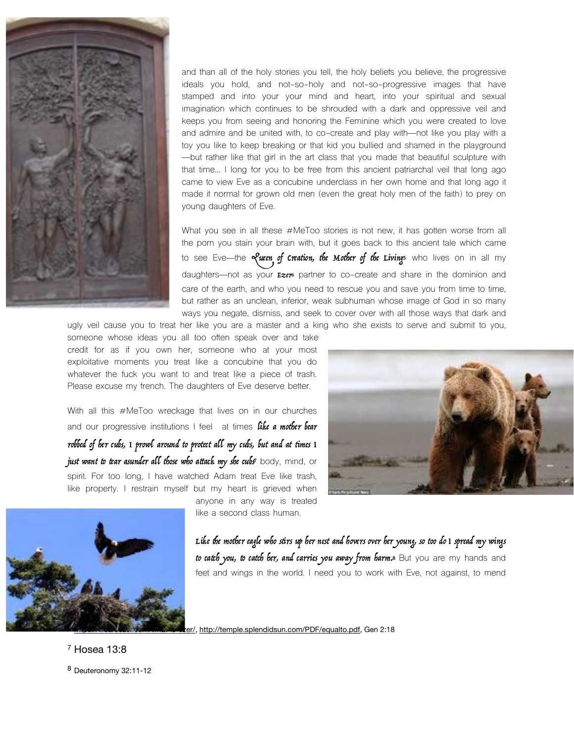and than all of the holy stories you tell, the holy beliefs you believe, the progressive ideals you hold, and not-so-holy and not-so-progressive images that have stamped and into your your mind and heart, into your spiritual and sexual imagination which continues to be shrouded with a dark and oppressive veil and keeps you from seeing and honoring the Feminine which you were created to love and admire and be united with, to co-create and play with—not like you play with a toy you like to keep breaking or that kid you bullied and shamed in the playground—but rather like that girl in the art class that you made that beautiful sculpture with that time… I long for you to be free from this ancient patriarchal veil that long ago came to view Eve as a concubine underclass in her own home and that long ago it made it normal for grown old men (even the great holy men of the faith) to prey on young daughters of Eve.

What you see in all these #MeToo stories is not new, it has gotten worse from all the porn you stain your brain with, but it goes back to this ancient tale which came to see Eve—the *Queen of Creation, the Mother of the Living*[5] who lives on in all my daughters—not as your *Ezer*[6] partner to co-create and share in the dominion and care of the earth, and who you need to rescue you and save you from time to time, but rather as an unclean, inferior, weak subhuman whose image of God in so many ways you negate, dismiss, and seek to cover over with all those ways that dark and ugly veil cause you to treat her like you are a master and a king who she exists to serve and submit to you, someone whose ideas you all too often speak over and take credit for as if you own her, someone who at your most exploitative moments you treat like a concubine that you do whatever the fuck you want to and treat like a piece of trash. Please excuse my french. The daughters of Eve deserve better.

With all this #MeToo wreckage that lives on in our churches and our progressive institutions I feel at times *like a mother bear robbed of her cubs, I prowl around to protect all my cubs, but and at times I just want to tear asunder all those who attack my she cubs*[7] body, mind, or spirit. For too long, I have watched Adam treat Eve like trash, like property. I restrain myself but my heart is grieved when anyone in any way is treated like a second class human.

*Like the mother eagle who stirs up her nest and hovers over her young, so too do I spread my wings to catch you, to catch her, and carries you away from harm.*[8] But you are my hands and feet and wings in the world. I need you to work with Eve, not against, to mend

…zer/, http://temple.splendidsun.com/PDF/equalto.pdf, Gen 2:18

[7] Hosea 13:8

[8] Deuteronomy 32:11-12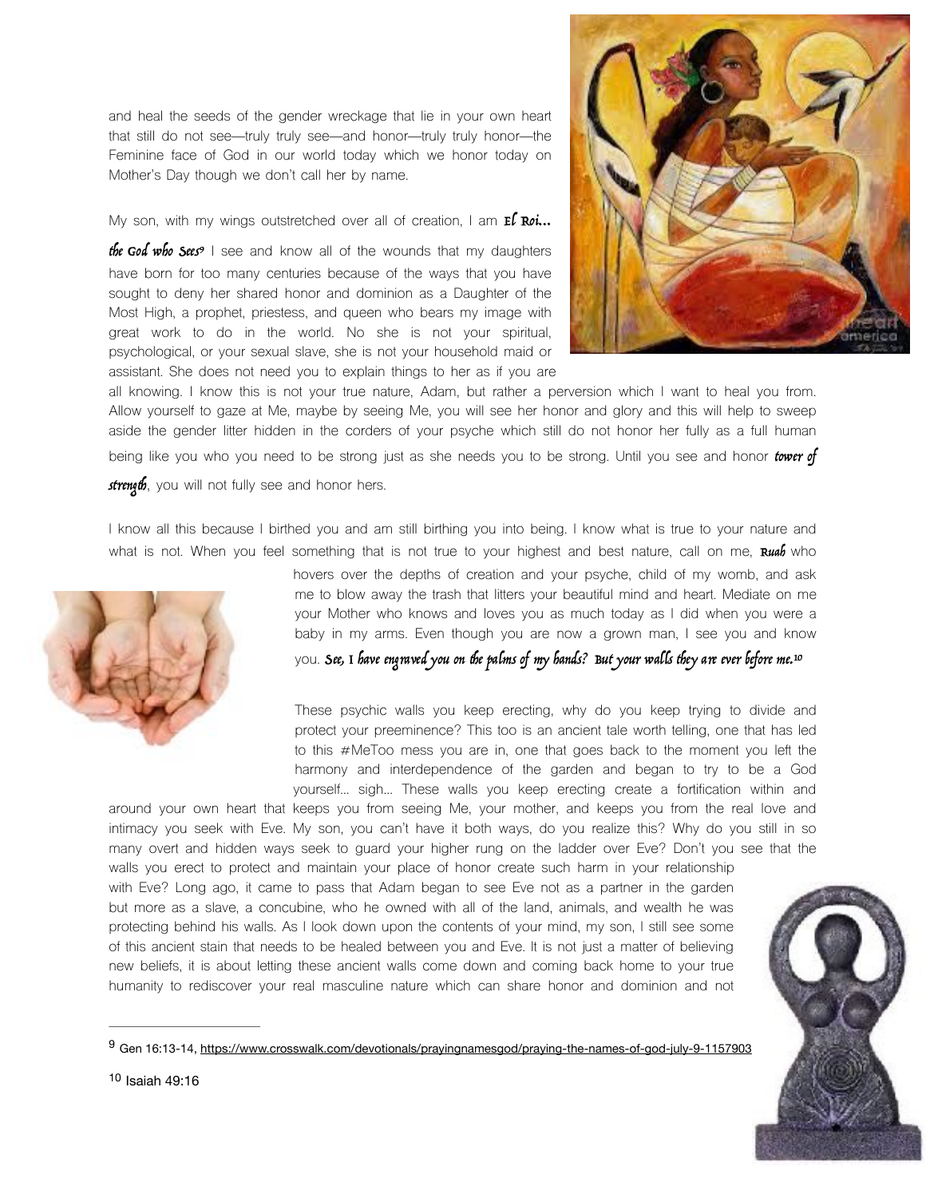and heal the seeds of the gender wreckage that lie in your own heart that still do not see—truly truly see—and honor—truly truly honor—the Feminine face of God in our world today which we honor today on Mother's Day though we don't call her by name.

My son, with my wings outstretched over all of creation, I am ***El Roi… the God who Sees***[9] I see and know all of the wounds that my daughters have born for too many centuries because of the ways that you have sought to deny her shared honor and dominion as a Daughter of the Most High, a prophet, priestess, and queen who bears my image with great work to do in the world. No she is not your spiritual, psychological, or your sexual slave, she is not your household maid or assistant. She does not need you to explain things to her as if you are all knowing. I know this is not your true nature, Adam, but rather a perversion which I want to heal you from. Allow yourself to gaze at Me, maybe by seeing Me, you will see her honor and glory and this will help to sweep aside the gender litter hidden in the corders of your psyche which still do not honor her fully as a full human being like you who you need to be strong just as she needs you to be strong. Until you see and honor ***tower of strength***, you will not fully see and honor hers.

I know all this because I birthed you and am still birthing you into being. I know what is true to your nature and what is not. When you feel something that is not true to your highest and best nature, call on me, ***Ruah*** who hovers over the depths of creation and your psyche, child of my womb, and ask me to blow away the trash that litters your beautiful mind and heart. Mediate on me your Mother who knows and loves you as much today as I did when you were a baby in my arms. Even though you are now a grown man, I see you and know you. ***See, I have engraved you on the palms of my hands? But your walls they are ever before me.***[10]

These psychic walls you keep erecting, why do you keep trying to divide and protect your preeminence? This too is an ancient tale worth telling, one that has led to this #MeToo mess you are in, one that goes back to the moment you left the harmony and interdependence of the garden and began to try to be a God yourself… sigh… These walls you keep erecting create a fortification within and around your own heart that keeps you from seeing Me, your mother, and keeps you from the real love and intimacy you seek with Eve. My son, you can't have it both ways, do you realize this? Why do you still in so many overt and hidden ways seek to guard your higher rung on the ladder over Eve? Don't you see that the walls you erect to protect and maintain your place of honor create such harm in your relationship with Eve? Long ago, it came to pass that Adam began to see Eve not as a partner in the garden but more as a slave, a concubine, who he owned with all of the land, animals, and wealth he was protecting behind his walls. As I look down upon the contents of your mind, my son, I still see some of this ancient stain that needs to be healed between you and Eve. It is not just a matter of believing new beliefs, it is about letting these ancient walls come down and coming back home to your true humanity to rediscover your real masculine nature which can share honor and dominion and not

---

[9] Gen 16:13-14, https://www.crosswalk.com/devotionals/prayingnamesgod/praying-the-names-of-god-july-9-1157903

[10] Isaiah 49:16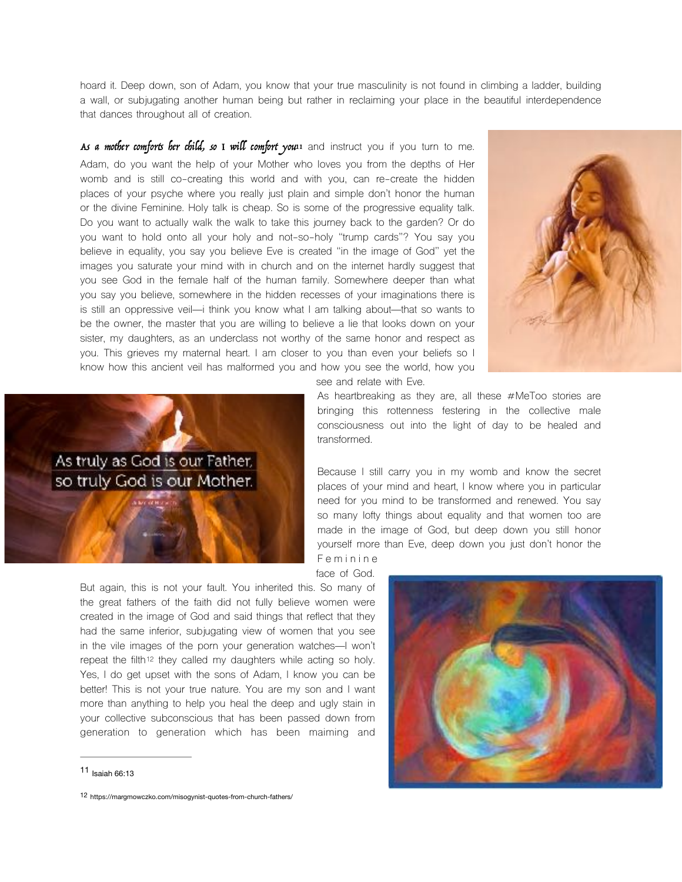hoard it. Deep down, son of Adam, you know that your true masculinity is not found in climbing a ladder, building a wall, or subjugating another human being but rather in reclaiming your place in the beautiful interdependence that dances throughout all of creation.

*As a mother comforts her child, so I will comfort you*[11] and instruct you if you turn to me. Adam, do you want the help of your Mother who loves you from the depths of Her womb and is still co-creating this world and with you, can re-create the hidden places of your psyche where you really just plain and simple don't honor the human or the divine Feminine. Holy talk is cheap. So is some of the progressive equality talk. Do you want to actually walk the walk to take this journey back to the garden? Or do you want to hold onto all your holy and not-so-holy "trump cards"? You say you believe in equality, you say you believe Eve is created "in the image of God" yet the images you saturate your mind with in church and on the internet hardly suggest that you see God in the female half of the human family. Somewhere deeper than what you say you believe, somewhere in the hidden recesses of your imaginations there is is still an oppressive veil—i think you know what I am talking about—that so wants to be the owner, the master that you are willing to believe a lie that looks down on your sister, my daughters, as an underclass not worthy of the same honor and respect as you. This grieves my maternal heart. I am closer to you than even your beliefs so I know how this ancient veil has malformed you and how you see the world, how you see and relate with Eve.

As heartbreaking as they are, all these #MeToo stories are bringing this rottenness festering in the collective male consciousness out into the light of day to be healed and transformed.

Because I still carry you in my womb and know the secret places of your mind and heart, I know where you in particular need for you mind to be transformed and renewed. You say so many lofty things about equality and that women too are made in the image of God, but deep down you still honor yourself more than Eve, deep down you just don't honor the Feminine face of God.

But again, this is not your fault. You inherited this. So many of the great fathers of the faith did not fully believe women were created in the image of God and said things that reflect that they had the same inferior, subjugating view of women that you see in the vile images of the porn your generation watches—I won't repeat the filth[12] they called my daughters while acting so holy. Yes, I do get upset with the sons of Adam, I know you can be better! This is not your true nature. You are my son and I want more than anything to help you heal the deep and ugly stain in your collective subconscious that has been passed down from generation to generation which has been maiming and

---

[11] Isaiah 66:13

[12] https://margmowczko.com/misogynist-quotes-from-church-fathers/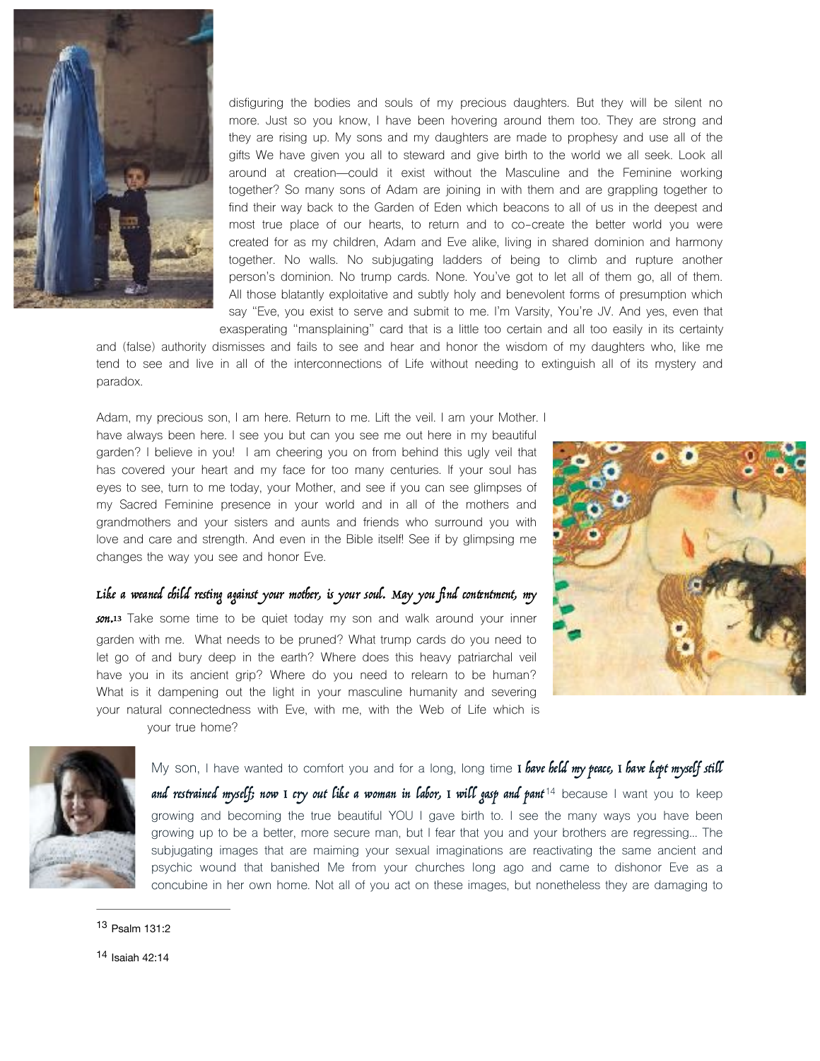disfiguring the bodies and souls of my precious daughters. But they will be silent no more. Just so you know, I have been hovering around them too. They are strong and they are rising up. My sons and my daughters are made to prophesy and use all of the gifts We have given you all to steward and give birth to the world we all seek. Look all around at creation—could it exist without the Masculine and the Feminine working together? So many sons of Adam are joining in with them and are grappling together to find their way back to the Garden of Eden which beacons to all of us in the deepest and most true place of our hearts, to return and to co-create the better world you were created for as my children, Adam and Eve alike, living in shared dominion and harmony together. No walls. No subjugating ladders of being to climb and rupture another person's dominion. No trump cards. None. You've got to let all of them go, all of them. All those blatantly exploitative and subtly holy and benevolent forms of presumption which say "Eve, you exist to serve and submit to me. I'm Varsity, You're JV. And yes, even that exasperating "mansplaining" card that is a little too certain and all too easily in its certainty and (false) authority dismisses and fails to see and hear and honor the wisdom of my daughters who, like me tend to see and live in all of the interconnections of Life without needing to extinguish all of its mystery and paradox.

Adam, my precious son, I am here. Return to me. Lift the veil. I am your Mother. I have always been here. I see you but can you see me out here in my beautiful garden? I believe in you! I am cheering you on from behind this ugly veil that has covered your heart and my face for too many centuries. If your soul has eyes to see, turn to me today, your Mother, and see if you can see glimpses of my Sacred Feminine presence in your world and in all of the mothers and grandmothers and your sisters and aunts and friends who surround you with love and care and strength. And even in the Bible itself! See if by glimpsing me changes the way you see and honor Eve.

***Like a weaned child resting against your mother, is your soul. May you find contentment, my son.***[13] Take some time to be quiet today my son and walk around your inner garden with me. What needs to be pruned? What trump cards do you need to let go of and bury deep in the earth? Where does this heavy patriarchal veil have you in its ancient grip? Where do you need to relearn to be human? What is it dampening out the light in your masculine humanity and severing your natural connectedness with Eve, with me, with the Web of Life which is your true home?

My son, I have wanted to comfort you and for a long, long time ***I have held my peace, I have kept myself still and restrained myself; now I cry out like a woman in labor, I will gasp and pant***[14] because I want you to keep growing and becoming the true beautiful YOU I gave birth to. I see the many ways you have been growing up to be a better, more secure man, but I fear that you and your brothers are regressing... The subjugating images that are maiming your sexual imaginations are reactivating the same ancient and psychic wound that banished Me from your churches long ago and came to dishonor Eve as a concubine in her own home. Not all of you act on these images, but nonetheless they are damaging to

---

[13] Psalm 131:2

[14] Isaiah 42:14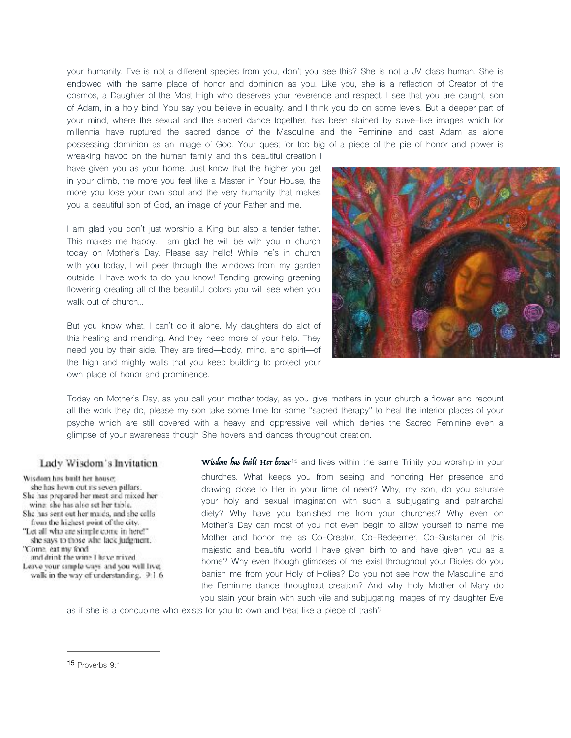your humanity. Eve is not a different species from you, don't you see this? She is not a JV class human. She is endowed with the same place of honor and dominion as you. Like you, she is a reflection of Creator of the cosmos, a Daughter of the Most High who deserves your reverence and respect. I see that you are caught, son of Adam, in a holy bind. You say you believe in equality, and I think you do on some levels. But a deeper part of your mind, where the sexual and the sacred dance together, has been stained by slave-like images which for millennia have ruptured the sacred dance of the Masculine and the Feminine and cast Adam as alone possessing dominion as an image of God. Your quest for too big of a piece of the pie of honor and power is wreaking havoc on the human family and this beautiful creation I have given you as your home. Just know that the higher you get in your climb, the more you feel like a Master in Your House, the more you lose your own soul and the very humanity that makes you a beautiful son of God, an image of your Father and me.

I am glad you don't just worship a King but also a tender father. This makes me happy. I am glad he will be with you in church today on Mother's Day. Please say hello! While he's in church with you today, I will peer through the windows from my garden outside. I have work to do you know! Tending growing greening flowering creating all of the beautiful colors you will see when you walk out of church...

But you know what, I can't do it alone. My daughters do alot of this healing and mending. And they need more of your help. They need you by their side. They are tired—body, mind, and spirit—of the high and mighty walls that you keep building to protect your own place of honor and prominence.

Today on Mother's Day, as you call your mother today, as you give mothers in your church a flower and recount all the work they do, please my son take some time for some "sacred therapy" to heal the interior places of your psyche which are still covered with a heavy and oppressive veil which denies the Sacred Feminine even a glimpse of your awareness though She hovers and dances throughout creation.

**Lady Wisdom's Invitation**

Wisdom has built her house;
she has hewn out its seven pillars.
She has prepared her meat and mixed her wine; she has also set her table.
She has sent out her maids, and she calls from the highest point of the city.
"Let all who are simple come in here!"
she says to those who lack judgment.
"Come, eat my food
and drink the wine I have mixed.
Leave your simple ways and you will live;
walk in the way of understanding. 9:1-6

***Wisdom has built Her house***[15] and lives within the same Trinity you worship in your churches. What keeps you from seeing and honoring Her presence and drawing close to Her in your time of need? Why, my son, do you saturate your holy and sexual imagination with such a subjugating and patriarchal diety? Why have you banished me from your churches? Why even on Mother's Day can most of you not even begin to allow yourself to name me Mother and honor me as Co-Creator, Co-Redeemer, Co-Sustainer of this majestic and beautiful world I have given birth to and have given you as a home? Why even though glimpses of me exist throughout your Bibles do you banish me from your Holy of Holies? Do you not see how the Masculine and the Feminine dance throughout creation? And why Holy Mother of Mary do you stain your brain with such vile and subjugating images of my daughter Eve as if she is a concubine who exists for you to own and treat like a piece of trash?

---

[15] Proverbs 9:1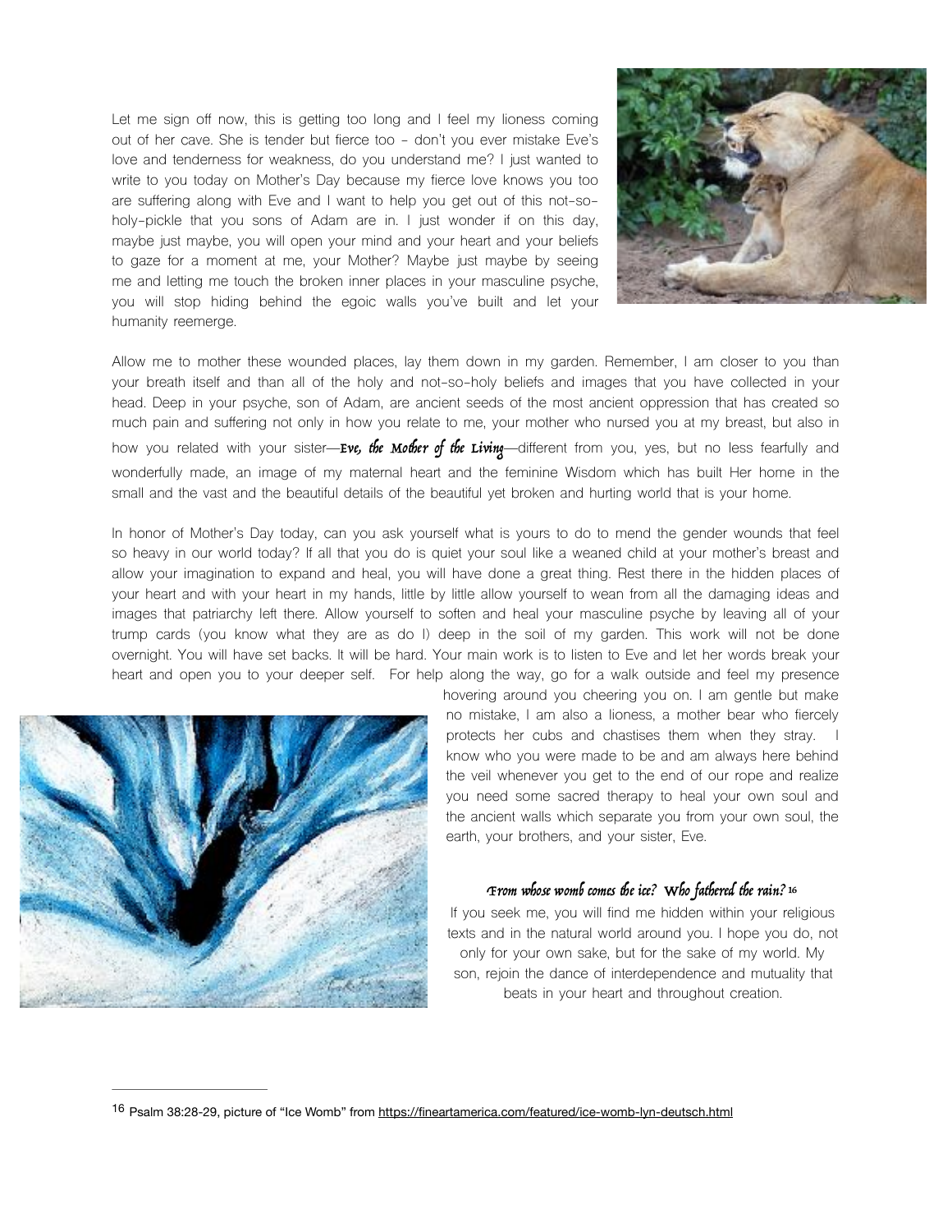Let me sign off now, this is getting too long and I feel my lioness coming out of her cave. She is tender but fierce too - don't you ever mistake Eve's love and tenderness for weakness, do you understand me? I just wanted to write to you today on Mother's Day because my fierce love knows you too are suffering along with Eve and I want to help you get out of this not-so-holy-pickle that you sons of Adam are in. I just wonder if on this day, maybe just maybe, you will open your mind and your heart and your beliefs to gaze for a moment at me, your Mother? Maybe just maybe by seeing me and letting me touch the broken inner places in your masculine psyche, you will stop hiding behind the egoic walls you've built and let your humanity reemerge.

Allow me to mother these wounded places, lay them down in my garden. Remember, I am closer to you than your breath itself and than all of the holy and not-so-holy beliefs and images that you have collected in your head. Deep in your psyche, son of Adam, are ancient seeds of the most ancient oppression that has created so much pain and suffering not only in how you relate to me, your mother who nursed you at my breast, but also in how you related with your sister—***Eve, the Mother of the Living***—different from you, yes, but no less fearfully and wonderfully made, an image of my maternal heart and the feminine Wisdom which has built Her home in the small and the vast and the beautiful details of the beautiful yet broken and hurting world that is your home.

In honor of Mother's Day today, can you ask yourself what is yours to do to mend the gender wounds that feel so heavy in our world today? If all that you do is quiet your soul like a weaned child at your mother's breast and allow your imagination to expand and heal, you will have done a great thing. Rest there in the hidden places of your heart and with your heart in my hands, little by little allow yourself to wean from all the damaging ideas and images that patriarchy left there. Allow yourself to soften and heal your masculine psyche by leaving all of your trump cards (you know what they are as do I) deep in the soil of my garden. This work will not be done overnight. You will have set backs. It will be hard. Your main work is to listen to Eve and let her words break your heart and open you to your deeper self. For help along the way, go for a walk outside and feel my presence hovering around you cheering you on. I am gentle but make no mistake, I am also a lioness, a mother bear who fiercely protects her cubs and chastises them when they stray. I know who you were made to be and am always here behind the veil whenever you get to the end of our rope and realize you need some sacred therapy to heal your own soul and the ancient walls which separate you from your own soul, the earth, your brothers, and your sister, Eve.

***From whose womb comes the ice? Who fathered the rain?*** [16]

If you seek me, you will find me hidden within your religious texts and in the natural world around you. I hope you do, not only for your own sake, but for the sake of my world. My son, rejoin the dance of interdependence and mutuality that beats in your heart and throughout creation.

---

[16] Psalm 38:28-29, picture of "Ice Womb" from https://fineartamerica.com/featured/ice-womb-lyn-deutsch.html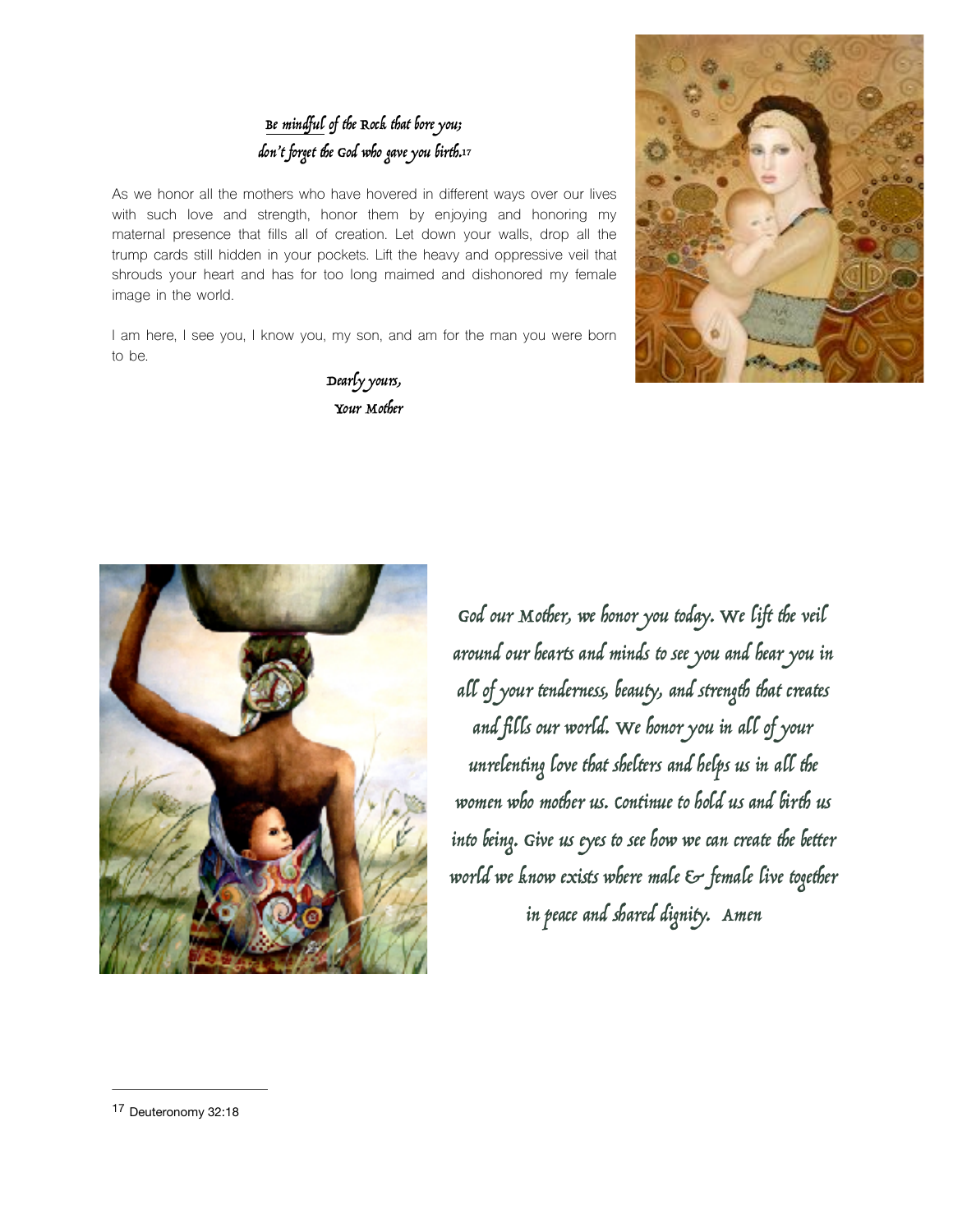*Be mindful of the Rock that bore you;*
*don't forget the God who gave you birth.*[17]

As we honor all the mothers who have hovered in different ways over our lives with such love and strength, honor them by enjoying and honoring my maternal presence that fills all of creation. Let down your walls, drop all the trump cards still hidden in your pockets. Lift the heavy and oppressive veil that shrouds your heart and has for too long maimed and dishonored my female image in the world.

I am here, I see you, I know you, my son, and am for the man you were born to be.

*Dearly yours,*
*Your Mother*

*God our Mother, we honor you today. We lift the veil around our hearts and minds to see you and hear you in all of your tenderness, beauty, and strength that creates and fills our world. We honor you in all of your unrelenting love that shelters and helps us in all the women who mother us. Continue to hold us and birth us into being. Give us eyes to see how we can create the better world we know exists where male & female live together in peace and shared dignity. Amen*

---

[17] Deuteronomy 32:18